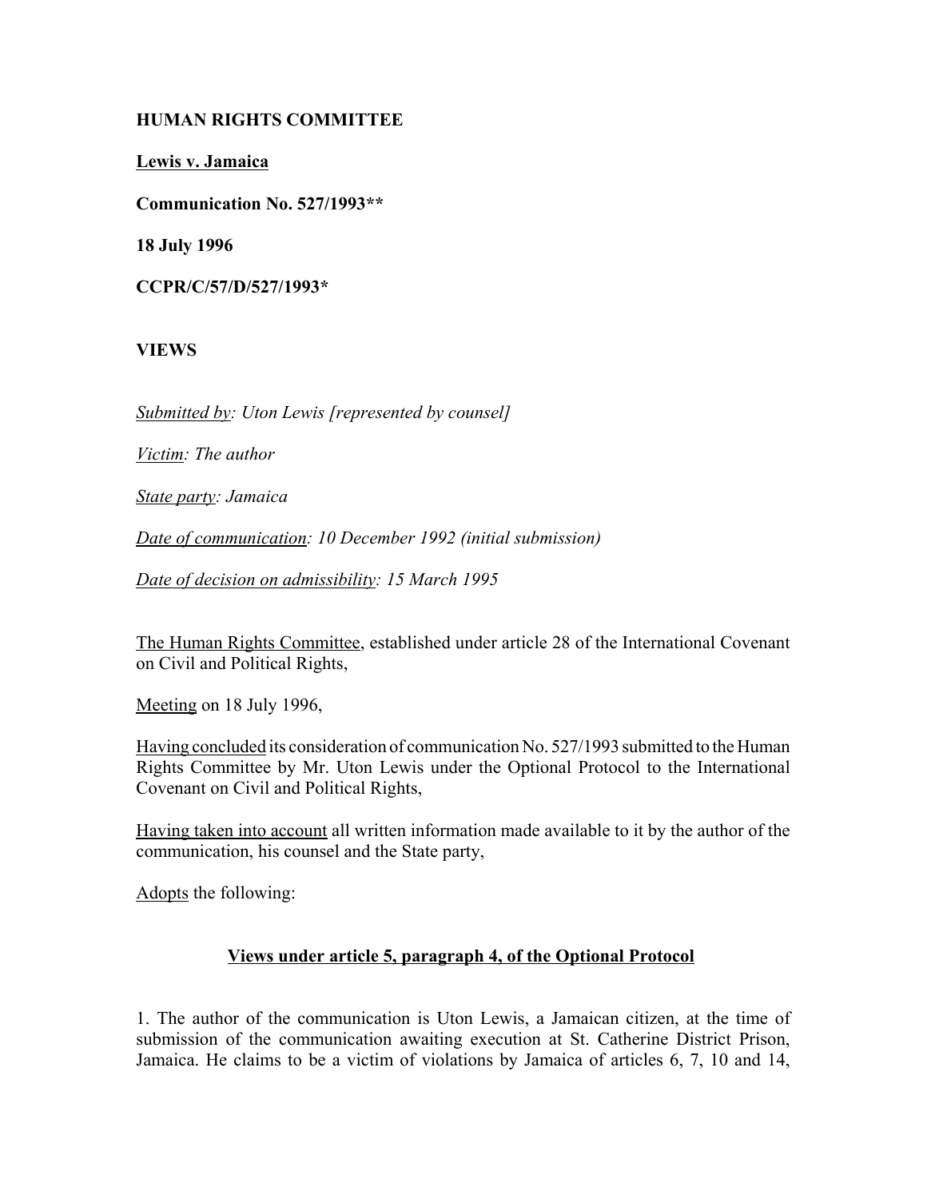**HUMAN RIGHTS COMMITTEE**

**Lewis v. Jamaica**

**Communication No. 527/1993****

**18 July 1996**

**CCPR/C/57/D/527/1993***

**VIEWS**

*Submitted by: Uton Lewis [represented by counsel]*

*Victim: The author*

*State party: Jamaica*

*Date of communication: 10 December 1992 (initial submission)*

*Date of decision on admissibility: 15 March 1995*

The Human Rights Committee, established under article 28 of the International Covenant on Civil and Political Rights,

Meeting on 18 July 1996,

Having concluded its consideration of communication No. 527/1993 submitted to the Human Rights Committee by Mr. Uton Lewis under the Optional Protocol to the International Covenant on Civil and Political Rights,

Having taken into account all written information made available to it by the author of the communication, his counsel and the State party,

Adopts the following:

**Views under article 5, paragraph 4, of the Optional Protocol**

1. The author of the communication is Uton Lewis, a Jamaican citizen, at the time of submission of the communication awaiting execution at St. Catherine District Prison, Jamaica. He claims to be a victim of violations by Jamaica of articles 6, 7, 10 and 14,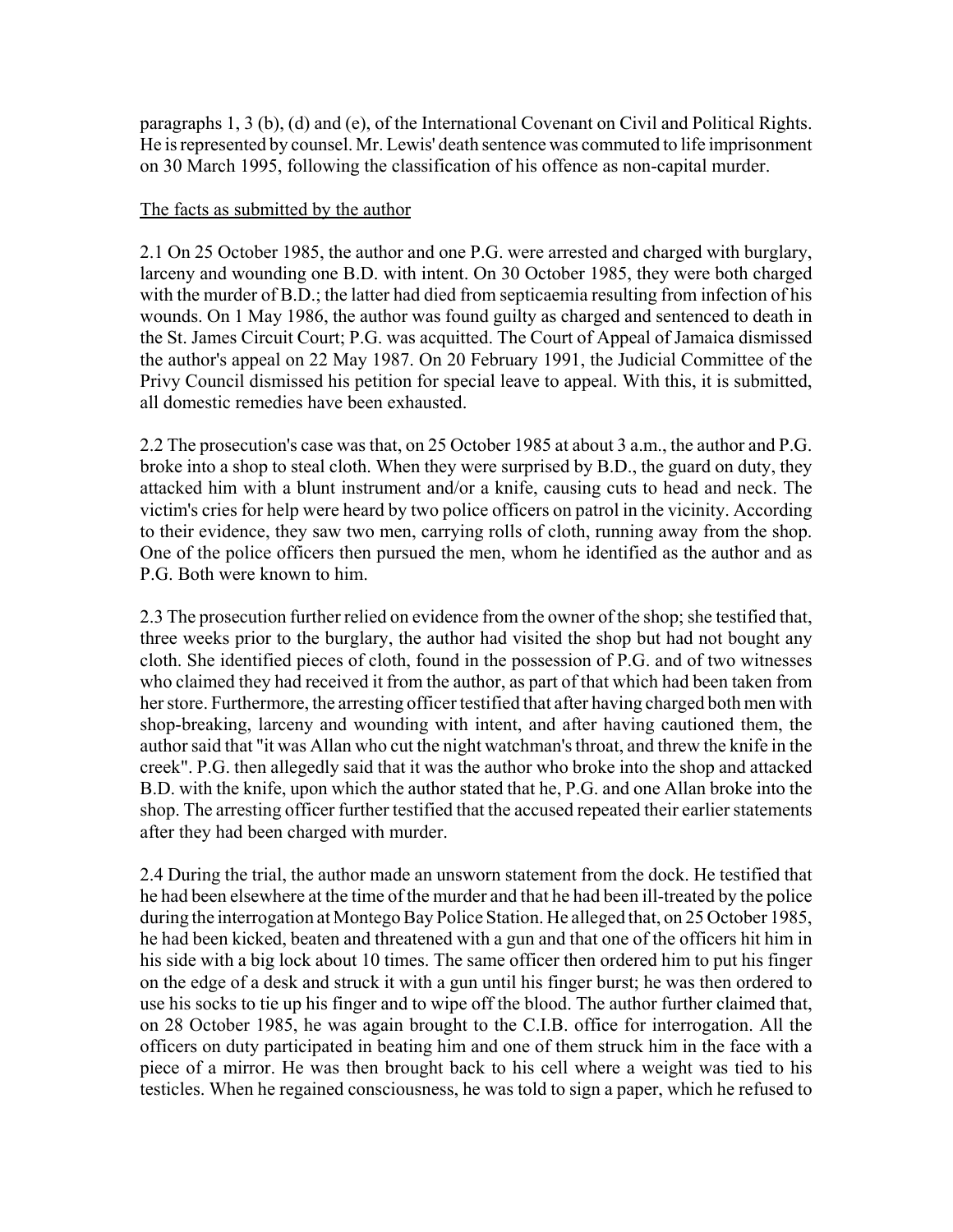paragraphs 1, 3 (b), (d) and (e), of the International Covenant on Civil and Political Rights. He is represented by counsel. Mr. Lewis' death sentence was commuted to life imprisonment on 30 March 1995, following the classification of his offence as non-capital murder.

The facts as submitted by the author

2.1 On 25 October 1985, the author and one P.G. were arrested and charged with burglary, larceny and wounding one B.D. with intent. On 30 October 1985, they were both charged with the murder of B.D.; the latter had died from septicaemia resulting from infection of his wounds. On 1 May 1986, the author was found guilty as charged and sentenced to death in the St. James Circuit Court; P.G. was acquitted. The Court of Appeal of Jamaica dismissed the author's appeal on 22 May 1987. On 20 February 1991, the Judicial Committee of the Privy Council dismissed his petition for special leave to appeal. With this, it is submitted, all domestic remedies have been exhausted.

2.2 The prosecution's case was that, on 25 October 1985 at about 3 a.m., the author and P.G. broke into a shop to steal cloth. When they were surprised by B.D., the guard on duty, they attacked him with a blunt instrument and/or a knife, causing cuts to head and neck. The victim's cries for help were heard by two police officers on patrol in the vicinity. According to their evidence, they saw two men, carrying rolls of cloth, running away from the shop. One of the police officers then pursued the men, whom he identified as the author and as P.G. Both were known to him.

2.3 The prosecution further relied on evidence from the owner of the shop; she testified that, three weeks prior to the burglary, the author had visited the shop but had not bought any cloth. She identified pieces of cloth, found in the possession of P.G. and of two witnesses who claimed they had received it from the author, as part of that which had been taken from her store. Furthermore, the arresting officer testified that after having charged both men with shop-breaking, larceny and wounding with intent, and after having cautioned them, the author said that "it was Allan who cut the night watchman's throat, and threw the knife in the creek". P.G. then allegedly said that it was the author who broke into the shop and attacked B.D. with the knife, upon which the author stated that he, P.G. and one Allan broke into the shop. The arresting officer further testified that the accused repeated their earlier statements after they had been charged with murder.

2.4 During the trial, the author made an unsworn statement from the dock. He testified that he had been elsewhere at the time of the murder and that he had been ill-treated by the police during the interrogation at Montego Bay Police Station. He alleged that, on 25 October 1985, he had been kicked, beaten and threatened with a gun and that one of the officers hit him in his side with a big lock about 10 times. The same officer then ordered him to put his finger on the edge of a desk and struck it with a gun until his finger burst; he was then ordered to use his socks to tie up his finger and to wipe off the blood. The author further claimed that, on 28 October 1985, he was again brought to the C.I.B. office for interrogation. All the officers on duty participated in beating him and one of them struck him in the face with a piece of a mirror. He was then brought back to his cell where a weight was tied to his testicles. When he regained consciousness, he was told to sign a paper, which he refused to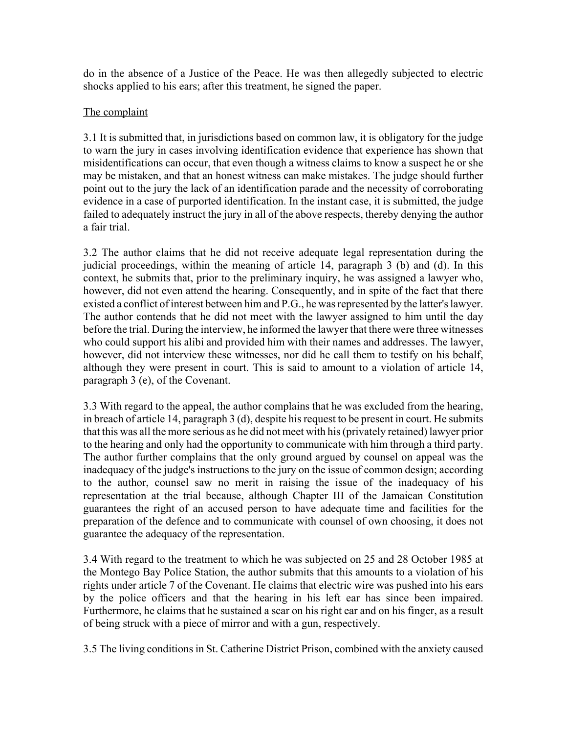do in the absence of a Justice of the Peace. He was then allegedly subjected to electric shocks applied to his ears; after this treatment, he signed the paper.

The complaint

3.1 It is submitted that, in jurisdictions based on common law, it is obligatory for the judge to warn the jury in cases involving identification evidence that experience has shown that misidentifications can occur, that even though a witness claims to know a suspect he or she may be mistaken, and that an honest witness can make mistakes. The judge should further point out to the jury the lack of an identification parade and the necessity of corroborating evidence in a case of purported identification. In the instant case, it is submitted, the judge failed to adequately instruct the jury in all of the above respects, thereby denying the author a fair trial.

3.2 The author claims that he did not receive adequate legal representation during the judicial proceedings, within the meaning of article 14, paragraph 3 (b) and (d). In this context, he submits that, prior to the preliminary inquiry, he was assigned a lawyer who, however, did not even attend the hearing. Consequently, and in spite of the fact that there existed a conflict of interest between him and P.G., he was represented by the latter's lawyer. The author contends that he did not meet with the lawyer assigned to him until the day before the trial. During the interview, he informed the lawyer that there were three witnesses who could support his alibi and provided him with their names and addresses. The lawyer, however, did not interview these witnesses, nor did he call them to testify on his behalf, although they were present in court. This is said to amount to a violation of article 14, paragraph 3 (e), of the Covenant.

3.3 With regard to the appeal, the author complains that he was excluded from the hearing, in breach of article 14, paragraph 3 (d), despite his request to be present in court. He submits that this was all the more serious as he did not meet with his (privately retained) lawyer prior to the hearing and only had the opportunity to communicate with him through a third party. The author further complains that the only ground argued by counsel on appeal was the inadequacy of the judge's instructions to the jury on the issue of common design; according to the author, counsel saw no merit in raising the issue of the inadequacy of his representation at the trial because, although Chapter III of the Jamaican Constitution guarantees the right of an accused person to have adequate time and facilities for the preparation of the defence and to communicate with counsel of own choosing, it does not guarantee the adequacy of the representation.

3.4 With regard to the treatment to which he was subjected on 25 and 28 October 1985 at the Montego Bay Police Station, the author submits that this amounts to a violation of his rights under article 7 of the Covenant. He claims that electric wire was pushed into his ears by the police officers and that the hearing in his left ear has since been impaired. Furthermore, he claims that he sustained a scar on his right ear and on his finger, as a result of being struck with a piece of mirror and with a gun, respectively.

3.5 The living conditions in St. Catherine District Prison, combined with the anxiety caused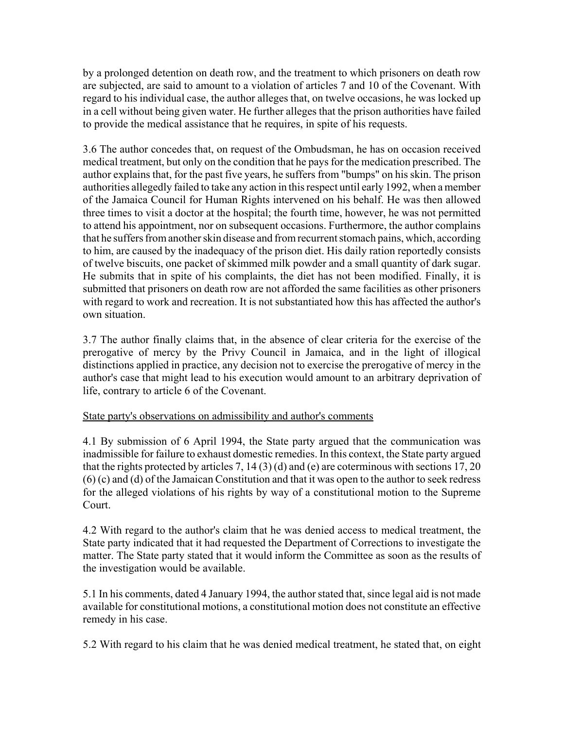by a prolonged detention on death row, and the treatment to which prisoners on death row are subjected, are said to amount to a violation of articles 7 and 10 of the Covenant. With regard to his individual case, the author alleges that, on twelve occasions, he was locked up in a cell without being given water. He further alleges that the prison authorities have failed to provide the medical assistance that he requires, in spite of his requests.

3.6 The author concedes that, on request of the Ombudsman, he has on occasion received medical treatment, but only on the condition that he pays for the medication prescribed. The author explains that, for the past five years, he suffers from "bumps" on his skin. The prison authorities allegedly failed to take any action in this respect until early 1992, when a member of the Jamaica Council for Human Rights intervened on his behalf. He was then allowed three times to visit a doctor at the hospital; the fourth time, however, he was not permitted to attend his appointment, nor on subsequent occasions. Furthermore, the author complains that he suffers from another skin disease and from recurrent stomach pains, which, according to him, are caused by the inadequacy of the prison diet. His daily ration reportedly consists of twelve biscuits, one packet of skimmed milk powder and a small quantity of dark sugar. He submits that in spite of his complaints, the diet has not been modified. Finally, it is submitted that prisoners on death row are not afforded the same facilities as other prisoners with regard to work and recreation. It is not substantiated how this has affected the author's own situation.

3.7 The author finally claims that, in the absence of clear criteria for the exercise of the prerogative of mercy by the Privy Council in Jamaica, and in the light of illogical distinctions applied in practice, any decision not to exercise the prerogative of mercy in the author's case that might lead to his execution would amount to an arbitrary deprivation of life, contrary to article 6 of the Covenant.

State party's observations on admissibility and author's comments

4.1 By submission of 6 April 1994, the State party argued that the communication was inadmissible for failure to exhaust domestic remedies. In this context, the State party argued that the rights protected by articles 7, 14 (3) (d) and (e) are coterminous with sections 17, 20 (6) (c) and (d) of the Jamaican Constitution and that it was open to the author to seek redress for the alleged violations of his rights by way of a constitutional motion to the Supreme Court.

4.2 With regard to the author's claim that he was denied access to medical treatment, the State party indicated that it had requested the Department of Corrections to investigate the matter. The State party stated that it would inform the Committee as soon as the results of the investigation would be available.

5.1 In his comments, dated 4 January 1994, the author stated that, since legal aid is not made available for constitutional motions, a constitutional motion does not constitute an effective remedy in his case.

5.2 With regard to his claim that he was denied medical treatment, he stated that, on eight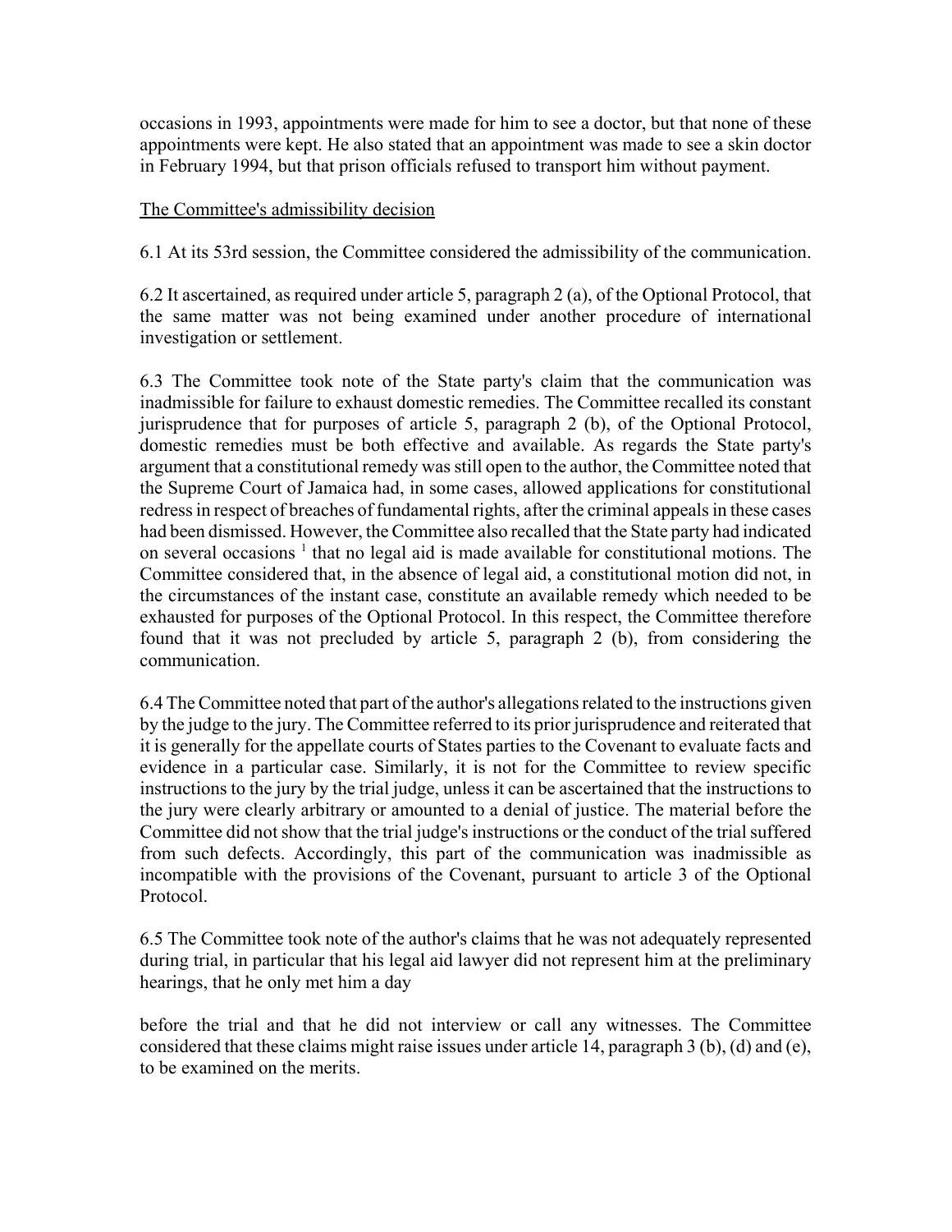occasions in 1993, appointments were made for him to see a doctor, but that none of these appointments were kept. He also stated that an appointment was made to see a skin doctor in February 1994, but that prison officials refused to transport him without payment.

The Committee's admissibility decision

6.1 At its 53rd session, the Committee considered the admissibility of the communication.

6.2 It ascertained, as required under article 5, paragraph 2 (a), of the Optional Protocol, that the same matter was not being examined under another procedure of international investigation or settlement.

6.3 The Committee took note of the State party's claim that the communication was inadmissible for failure to exhaust domestic remedies. The Committee recalled its constant jurisprudence that for purposes of article 5, paragraph 2 (b), of the Optional Protocol, domestic remedies must be both effective and available. As regards the State party's argument that a constitutional remedy was still open to the author, the Committee noted that the Supreme Court of Jamaica had, in some cases, allowed applications for constitutional redress in respect of breaches of fundamental rights, after the criminal appeals in these cases had been dismissed. However, the Committee also recalled that the State party had indicated on several occasions [1] that no legal aid is made available for constitutional motions. The Committee considered that, in the absence of legal aid, a constitutional motion did not, in the circumstances of the instant case, constitute an available remedy which needed to be exhausted for purposes of the Optional Protocol. In this respect, the Committee therefore found that it was not precluded by article 5, paragraph 2 (b), from considering the communication.

6.4 The Committee noted that part of the author's allegations related to the instructions given by the judge to the jury. The Committee referred to its prior jurisprudence and reiterated that it is generally for the appellate courts of States parties to the Covenant to evaluate facts and evidence in a particular case. Similarly, it is not for the Committee to review specific instructions to the jury by the trial judge, unless it can be ascertained that the instructions to the jury were clearly arbitrary or amounted to a denial of justice. The material before the Committee did not show that the trial judge's instructions or the conduct of the trial suffered from such defects. Accordingly, this part of the communication was inadmissible as incompatible with the provisions of the Covenant, pursuant to article 3 of the Optional Protocol.

6.5 The Committee took note of the author's claims that he was not adequately represented during trial, in particular that his legal aid lawyer did not represent him at the preliminary hearings, that he only met him a day before the trial and that he did not interview or call any witnesses. The Committee considered that these claims might raise issues under article 14, paragraph 3 (b), (d) and (e), to be examined on the merits.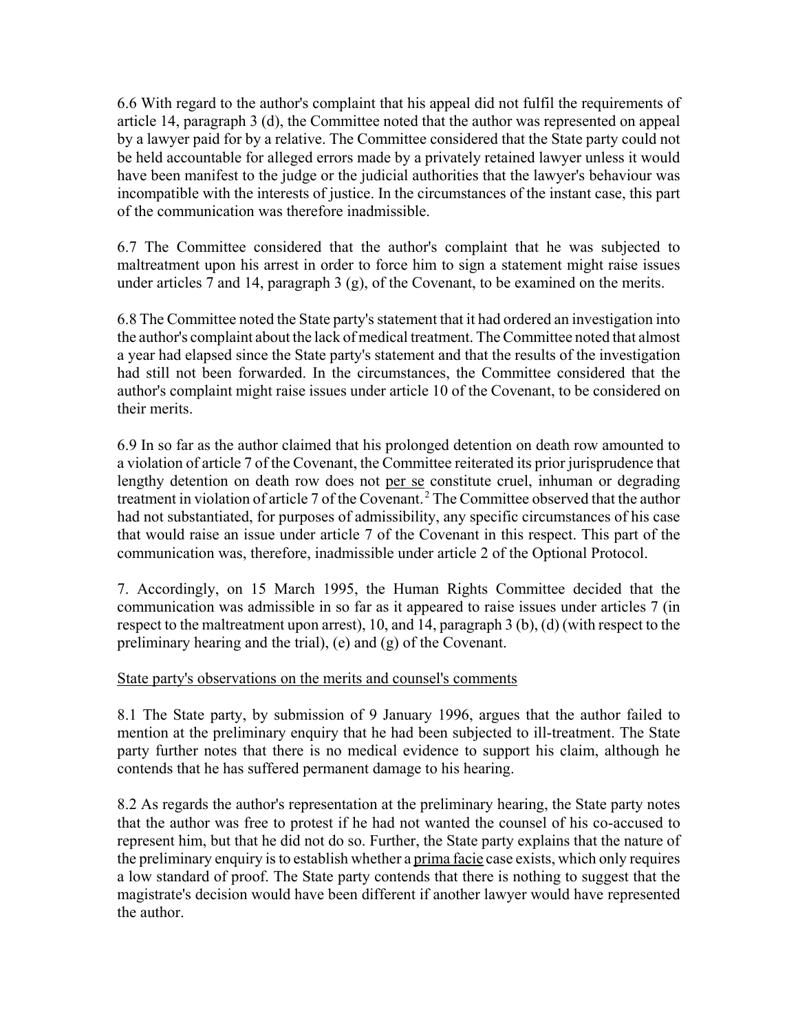6.6 With regard to the author's complaint that his appeal did not fulfil the requirements of article 14, paragraph 3 (d), the Committee noted that the author was represented on appeal by a lawyer paid for by a relative. The Committee considered that the State party could not be held accountable for alleged errors made by a privately retained lawyer unless it would have been manifest to the judge or the judicial authorities that the lawyer's behaviour was incompatible with the interests of justice. In the circumstances of the instant case, this part of the communication was therefore inadmissible.

6.7 The Committee considered that the author's complaint that he was subjected to maltreatment upon his arrest in order to force him to sign a statement might raise issues under articles 7 and 14, paragraph 3 (g), of the Covenant, to be examined on the merits.

6.8 The Committee noted the State party's statement that it had ordered an investigation into the author's complaint about the lack of medical treatment. The Committee noted that almost a year had elapsed since the State party's statement and that the results of the investigation had still not been forwarded. In the circumstances, the Committee considered that the author's complaint might raise issues under article 10 of the Covenant, to be considered on their merits.

6.9 In so far as the author claimed that his prolonged detention on death row amounted to a violation of article 7 of the Covenant, the Committee reiterated its prior jurisprudence that lengthy detention on death row does not per se constitute cruel, inhuman or degrading treatment in violation of article 7 of the Covenant.[2] The Committee observed that the author had not substantiated, for purposes of admissibility, any specific circumstances of his case that would raise an issue under article 7 of the Covenant in this respect. This part of the communication was, therefore, inadmissible under article 2 of the Optional Protocol.

7. Accordingly, on 15 March 1995, the Human Rights Committee decided that the communication was admissible in so far as it appeared to raise issues under articles 7 (in respect to the maltreatment upon arrest), 10, and 14, paragraph 3 (b), (d) (with respect to the preliminary hearing and the trial), (e) and (g) of the Covenant.

State party's observations on the merits and counsel's comments

8.1 The State party, by submission of 9 January 1996, argues that the author failed to mention at the preliminary enquiry that he had been subjected to ill-treatment. The State party further notes that there is no medical evidence to support his claim, although he contends that he has suffered permanent damage to his hearing.

8.2 As regards the author's representation at the preliminary hearing, the State party notes that the author was free to protest if he had not wanted the counsel of his co-accused to represent him, but that he did not do so. Further, the State party explains that the nature of the preliminary enquiry is to establish whether a prima facie case exists, which only requires a low standard of proof. The State party contends that there is nothing to suggest that the magistrate's decision would have been different if another lawyer would have represented the author.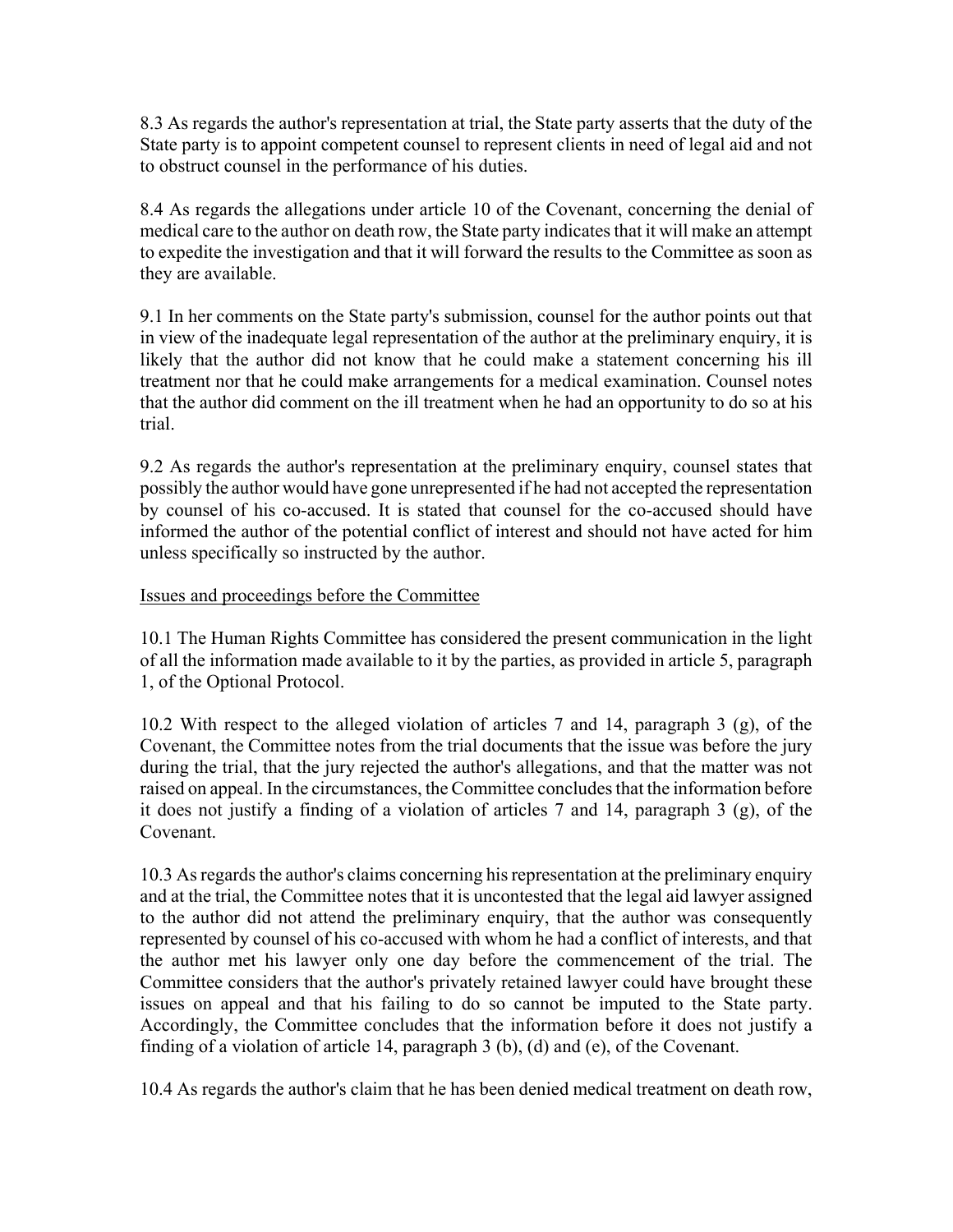8.3 As regards the author's representation at trial, the State party asserts that the duty of the State party is to appoint competent counsel to represent clients in need of legal aid and not to obstruct counsel in the performance of his duties.

8.4 As regards the allegations under article 10 of the Covenant, concerning the denial of medical care to the author on death row, the State party indicates that it will make an attempt to expedite the investigation and that it will forward the results to the Committee as soon as they are available.

9.1 In her comments on the State party's submission, counsel for the author points out that in view of the inadequate legal representation of the author at the preliminary enquiry, it is likely that the author did not know that he could make a statement concerning his ill treatment nor that he could make arrangements for a medical examination. Counsel notes that the author did comment on the ill treatment when he had an opportunity to do so at his trial.

9.2 As regards the author's representation at the preliminary enquiry, counsel states that possibly the author would have gone unrepresented if he had not accepted the representation by counsel of his co-accused. It is stated that counsel for the co-accused should have informed the author of the potential conflict of interest and should not have acted for him unless specifically so instructed by the author.

Issues and proceedings before the Committee

10.1 The Human Rights Committee has considered the present communication in the light of all the information made available to it by the parties, as provided in article 5, paragraph 1, of the Optional Protocol.

10.2 With respect to the alleged violation of articles 7 and 14, paragraph 3 (g), of the Covenant, the Committee notes from the trial documents that the issue was before the jury during the trial, that the jury rejected the author's allegations, and that the matter was not raised on appeal. In the circumstances, the Committee concludes that the information before it does not justify a finding of a violation of articles 7 and 14, paragraph 3 (g), of the Covenant.

10.3 As regards the author's claims concerning his representation at the preliminary enquiry and at the trial, the Committee notes that it is uncontested that the legal aid lawyer assigned to the author did not attend the preliminary enquiry, that the author was consequently represented by counsel of his co-accused with whom he had a conflict of interests, and that the author met his lawyer only one day before the commencement of the trial. The Committee considers that the author's privately retained lawyer could have brought these issues on appeal and that his failing to do so cannot be imputed to the State party. Accordingly, the Committee concludes that the information before it does not justify a finding of a violation of article 14, paragraph 3 (b), (d) and (e), of the Covenant.

10.4 As regards the author's claim that he has been denied medical treatment on death row,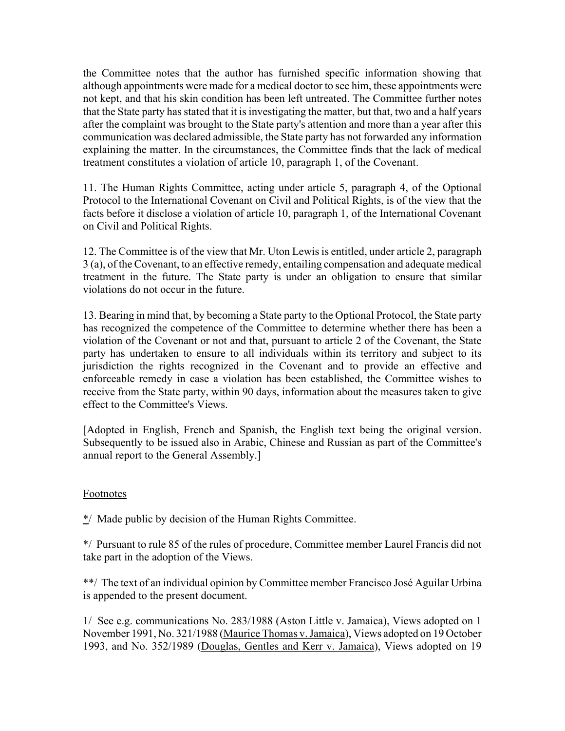the Committee notes that the author has furnished specific information showing that although appointments were made for a medical doctor to see him, these appointments were not kept, and that his skin condition has been left untreated. The Committee further notes that the State party has stated that it is investigating the matter, but that, two and a half years after the complaint was brought to the State party's attention and more than a year after this communication was declared admissible, the State party has not forwarded any information explaining the matter. In the circumstances, the Committee finds that the lack of medical treatment constitutes a violation of article 10, paragraph 1, of the Covenant.

11. The Human Rights Committee, acting under article 5, paragraph 4, of the Optional Protocol to the International Covenant on Civil and Political Rights, is of the view that the facts before it disclose a violation of article 10, paragraph 1, of the International Covenant on Civil and Political Rights.

12. The Committee is of the view that Mr. Uton Lewis is entitled, under article 2, paragraph 3 (a), of the Covenant, to an effective remedy, entailing compensation and adequate medical treatment in the future. The State party is under an obligation to ensure that similar violations do not occur in the future.

13. Bearing in mind that, by becoming a State party to the Optional Protocol, the State party has recognized the competence of the Committee to determine whether there has been a violation of the Covenant or not and that, pursuant to article 2 of the Covenant, the State party has undertaken to ensure to all individuals within its territory and subject to its jurisdiction the rights recognized in the Covenant and to provide an effective and enforceable remedy in case a violation has been established, the Committee wishes to receive from the State party, within 90 days, information about the measures taken to give effect to the Committee's Views.

[Adopted in English, French and Spanish, the English text being the original version. Subsequently to be issued also in Arabic, Chinese and Russian as part of the Committee's annual report to the General Assembly.]

Footnotes

*/ Made public by decision of the Human Rights Committee.

*/ Pursuant to rule 85 of the rules of procedure, Committee member Laurel Francis did not take part in the adoption of the Views.

**/ The text of an individual opinion by Committee member Francisco José Aguilar Urbina is appended to the present document.

1/ See e.g. communications No. 283/1988 (Aston Little v. Jamaica), Views adopted on 1 November 1991, No. 321/1988 (Maurice Thomas v. Jamaica), Views adopted on 19 October 1993, and No. 352/1989 (Douglas, Gentles and Kerr v. Jamaica), Views adopted on 19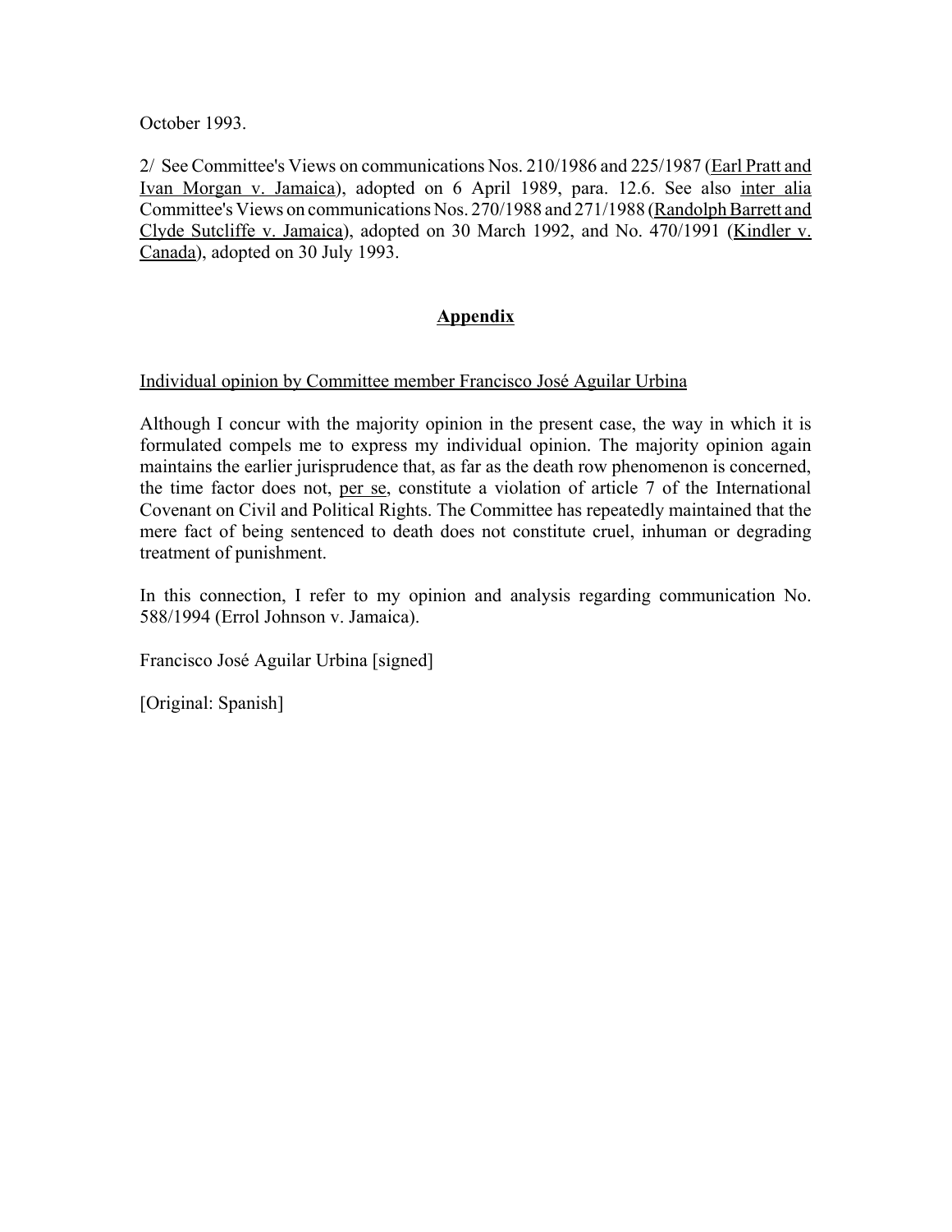October 1993.

2/ See Committee's Views on communications Nos. 210/1986 and 225/1987 (Earl Pratt and Ivan Morgan v. Jamaica), adopted on 6 April 1989, para. 12.6. See also inter alia Committee's Views on communications Nos. 270/1988 and 271/1988 (Randolph Barrett and Clyde Sutcliffe v. Jamaica), adopted on 30 March 1992, and No. 470/1991 (Kindler v. Canada), adopted on 30 July 1993.

## Appendix

Individual opinion by Committee member Francisco José Aguilar Urbina

Although I concur with the majority opinion in the present case, the way in which it is formulated compels me to express my individual opinion. The majority opinion again maintains the earlier jurisprudence that, as far as the death row phenomenon is concerned, the time factor does not, *per se*, constitute a violation of article 7 of the International Covenant on Civil and Political Rights. The Committee has repeatedly maintained that the mere fact of being sentenced to death does not constitute cruel, inhuman or degrading treatment of punishment.

In this connection, I refer to my opinion and analysis regarding communication No. 588/1994 (Errol Johnson v. Jamaica).

Francisco José Aguilar Urbina [signed]

[Original: Spanish]